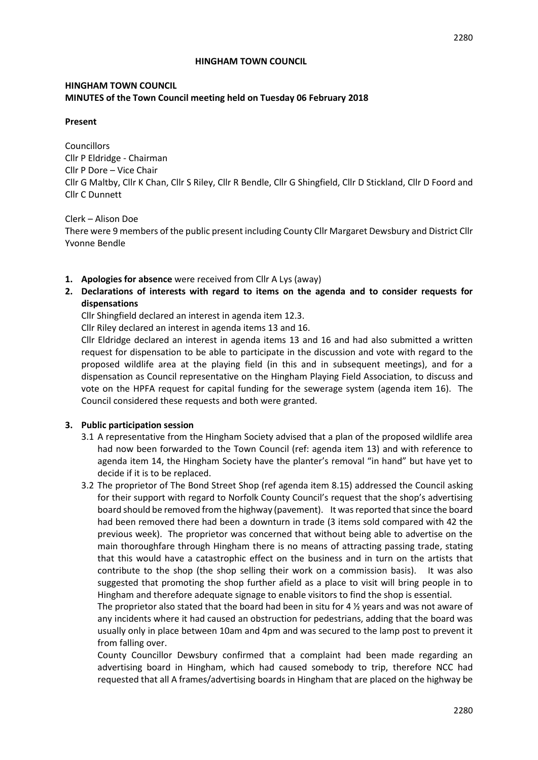**HINGHAM TOWN COUNCIL**

**HINGHAM TOWN COUNCIL**
**MINUTES of the Town Council meeting held on Tuesday 06 February 2018**

**Present**

Councillors
Cllr P Eldridge - Chairman
Cllr P Dore – Vice Chair
Cllr G Maltby, Cllr K Chan, Cllr S Riley, Cllr R Bendle, Cllr G Shingfield, Cllr D Stickland, Cllr D Foord and Cllr C Dunnett

Clerk – Alison Doe
There were 9 members of the public present including County Cllr Margaret Dewsbury and District Cllr Yvonne Bendle

1. **Apologies for absence** were received from Cllr A Lys (away)
2. **Declarations of interests with regard to items on the agenda and to consider requests for dispensations**

   Cllr Shingfield declared an interest in agenda item 12.3.

   Cllr Riley declared an interest in agenda items 13 and 16.

   Cllr Eldridge declared an interest in agenda items 13 and 16 and had also submitted a written request for dispensation to be able to participate in the discussion and vote with regard to the proposed wildlife area at the playing field (in this and in subsequent meetings), and for a dispensation as Council representative on the Hingham Playing Field Association, to discuss and vote on the HPFA request for capital funding for the sewerage system (agenda item 16). The Council considered these requests and both were granted.

3. **Public participation session**

   3.1 A representative from the Hingham Society advised that a plan of the proposed wildlife area had now been forwarded to the Town Council (ref: agenda item 13) and with reference to agenda item 14, the Hingham Society have the planter's removal "in hand" but have yet to decide if it is to be replaced.

   3.2 The proprietor of The Bond Street Shop (ref agenda item 8.15) addressed the Council asking for their support with regard to Norfolk County Council's request that the shop's advertising board should be removed from the highway (pavement). It was reported that since the board had been removed there had been a downturn in trade (3 items sold compared with 42 the previous week). The proprietor was concerned that without being able to advertise on the main thoroughfare through Hingham there is no means of attracting passing trade, stating that this would have a catastrophic effect on the business and in turn on the artists that contribute to the shop (the shop selling their work on a commission basis). It was also suggested that promoting the shop further afield as a place to visit will bring people in to Hingham and therefore adequate signage to enable visitors to find the shop is essential.

   The proprietor also stated that the board had been in situ for 4 ½ years and was not aware of any incidents where it had caused an obstruction for pedestrians, adding that the board was usually only in place between 10am and 4pm and was secured to the lamp post to prevent it from falling over.

   County Councillor Dewsbury confirmed that a complaint had been made regarding an advertising board in Hingham, which had caused somebody to trip, therefore NCC had requested that all A frames/advertising boards in Hingham that are placed on the highway be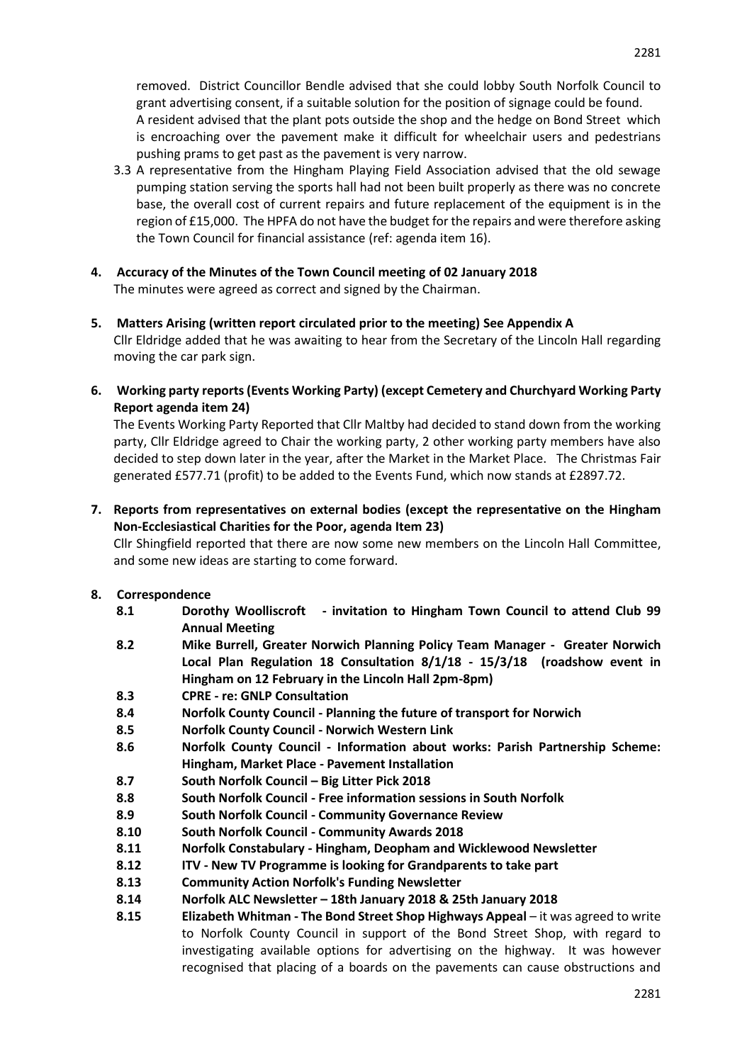removed. District Councillor Bendle advised that she could lobby South Norfolk Council to grant advertising consent, if a suitable solution for the position of signage could be found.
A resident advised that the plant pots outside the shop and the hedge on Bond Street which is encroaching over the pavement make it difficult for wheelchair users and pedestrians pushing prams to get past as the pavement is very narrow.

3.3 A representative from the Hingham Playing Field Association advised that the old sewage pumping station serving the sports hall had not been built properly as there was no concrete base, the overall cost of current repairs and future replacement of the equipment is in the region of £15,000. The HPFA do not have the budget for the repairs and were therefore asking the Town Council for financial assistance (ref: agenda item 16).

**4. Accuracy of the Minutes of the Town Council meeting of 02 January 2018**

The minutes were agreed as correct and signed by the Chairman.

**5. Matters Arising (written report circulated prior to the meeting) See Appendix A**

Cllr Eldridge added that he was awaiting to hear from the Secretary of the Lincoln Hall regarding moving the car park sign.

**6. Working party reports (Events Working Party) (except Cemetery and Churchyard Working Party Report agenda item 24)**

The Events Working Party Reported that Cllr Maltby had decided to stand down from the working party, Cllr Eldridge agreed to Chair the working party, 2 other working party members have also decided to step down later in the year, after the Market in the Market Place. The Christmas Fair generated £577.71 (profit) to be added to the Events Fund, which now stands at £2897.72.

**7. Reports from representatives on external bodies (except the representative on the Hingham Non-Ecclesiastical Charities for the Poor, agenda Item 23)**

Cllr Shingfield reported that there are now some new members on the Lincoln Hall Committee, and some new ideas are starting to come forward.

**8. Correspondence**

- **8.1 Dorothy Woolliscroft - invitation to Hingham Town Council to attend Club 99 Annual Meeting**
- **8.2 Mike Burrell, Greater Norwich Planning Policy Team Manager - Greater Norwich Local Plan Regulation 18 Consultation 8/1/18 - 15/3/18 (roadshow event in Hingham on 12 February in the Lincoln Hall 2pm-8pm)**
- **8.3 CPRE - re: GNLP Consultation**
- **8.4 Norfolk County Council - Planning the future of transport for Norwich**
- **8.5 Norfolk County Council - Norwich Western Link**
- **8.6 Norfolk County Council - Information about works: Parish Partnership Scheme: Hingham, Market Place - Pavement Installation**
- **8.7 South Norfolk Council – Big Litter Pick 2018**
- **8.8 South Norfolk Council - Free information sessions in South Norfolk**
- **8.9 South Norfolk Council - Community Governance Review**
- **8.10 South Norfolk Council - Community Awards 2018**
- **8.11 Norfolk Constabulary - Hingham, Deopham and Wicklewood Newsletter**
- **8.12 ITV - New TV Programme is looking for Grandparents to take part**
- **8.13 Community Action Norfolk's Funding Newsletter**
- **8.14 Norfolk ALC Newsletter – 18th January 2018 & 25th January 2018**
- **8.15 Elizabeth Whitman - The Bond Street Shop Highways Appeal** – it was agreed to write to Norfolk County Council in support of the Bond Street Shop, with regard to investigating available options for advertising on the highway. It was however recognised that placing of a boards on the pavements can cause obstructions and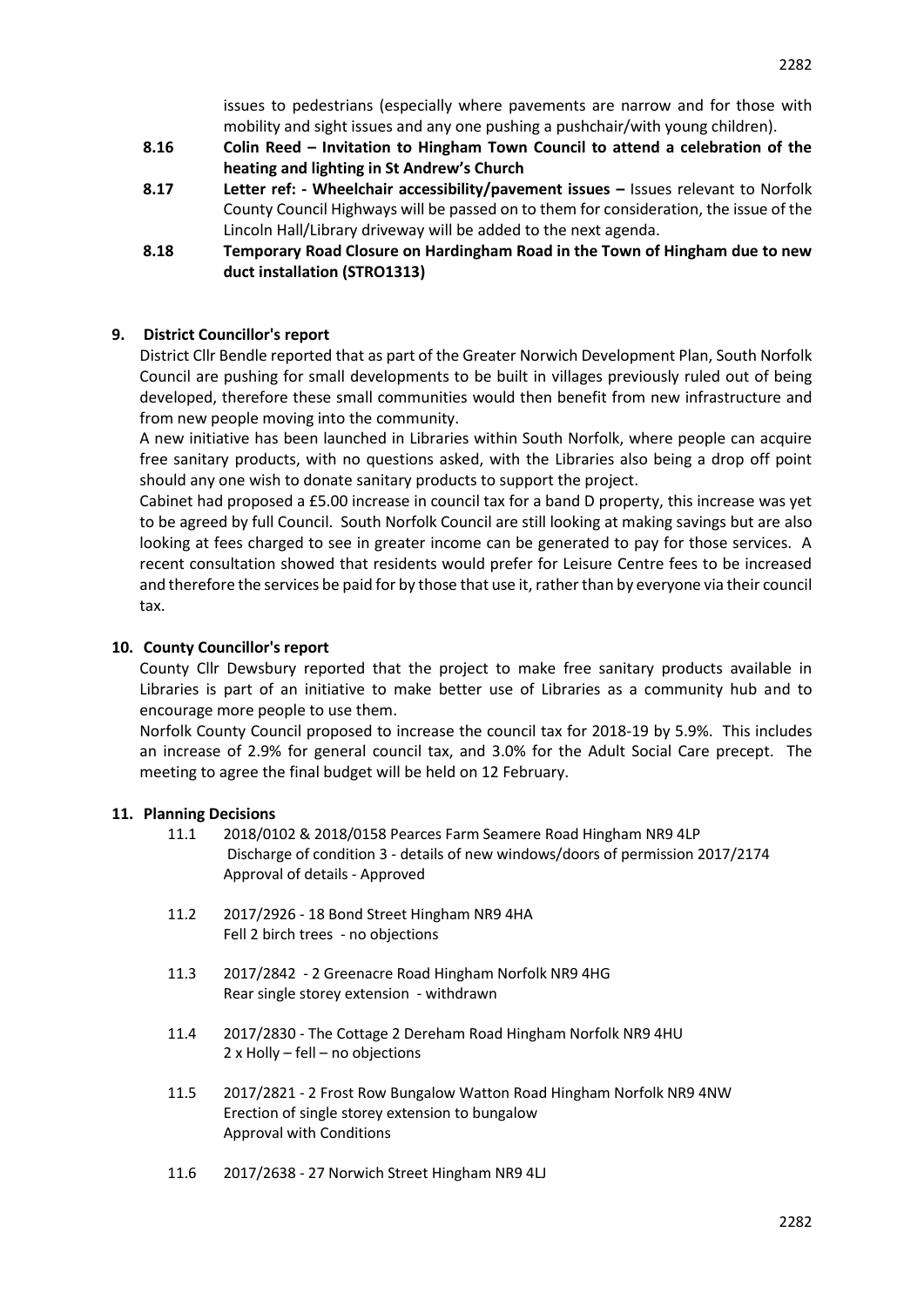issues to pedestrians (especially where pavements are narrow and for those with mobility and sight issues and any one pushing a pushchair/with young children).

**8.16 Colin Reed – Invitation to Hingham Town Council to attend a celebration of the heating and lighting in St Andrew's Church**

**8.17 Letter ref: - Wheelchair accessibility/pavement issues –** Issues relevant to Norfolk County Council Highways will be passed on to them for consideration, the issue of the Lincoln Hall/Library driveway will be added to the next agenda.

**8.18 Temporary Road Closure on Hardingham Road in the Town of Hingham due to new duct installation (STRO1313)**

## 9. District Councillor's report

District Cllr Bendle reported that as part of the Greater Norwich Development Plan, South Norfolk Council are pushing for small developments to be built in villages previously ruled out of being developed, therefore these small communities would then benefit from new infrastructure and from new people moving into the community.

A new initiative has been launched in Libraries within South Norfolk, where people can acquire free sanitary products, with no questions asked, with the Libraries also being a drop off point should any one wish to donate sanitary products to support the project.

Cabinet had proposed a £5.00 increase in council tax for a band D property, this increase was yet to be agreed by full Council. South Norfolk Council are still looking at making savings but are also looking at fees charged to see in greater income can be generated to pay for those services. A recent consultation showed that residents would prefer for Leisure Centre fees to be increased and therefore the services be paid for by those that use it, rather than by everyone via their council tax.

## 10. County Councillor's report

County Cllr Dewsbury reported that the project to make free sanitary products available in Libraries is part of an initiative to make better use of Libraries as a community hub and to encourage more people to use them.

Norfolk County Council proposed to increase the council tax for 2018-19 by 5.9%. This includes an increase of 2.9% for general council tax, and 3.0% for the Adult Social Care precept. The meeting to agree the final budget will be held on 12 February.

## 11. Planning Decisions

11.1 2018/0102 & 2018/0158 Pearces Farm Seamere Road Hingham NR9 4LP
Discharge of condition 3 - details of new windows/doors of permission 2017/2174
Approval of details - Approved

11.2 2017/2926 - 18 Bond Street Hingham NR9 4HA
Fell 2 birch trees - no objections

11.3 2017/2842 - 2 Greenacre Road Hingham Norfolk NR9 4HG
Rear single storey extension - withdrawn

11.4 2017/2830 - The Cottage 2 Dereham Road Hingham Norfolk NR9 4HU
2 x Holly – fell – no objections

11.5 2017/2821 - 2 Frost Row Bungalow Watton Road Hingham Norfolk NR9 4NW
Erection of single storey extension to bungalow
Approval with Conditions

11.6 2017/2638 - 27 Norwich Street Hingham NR9 4LJ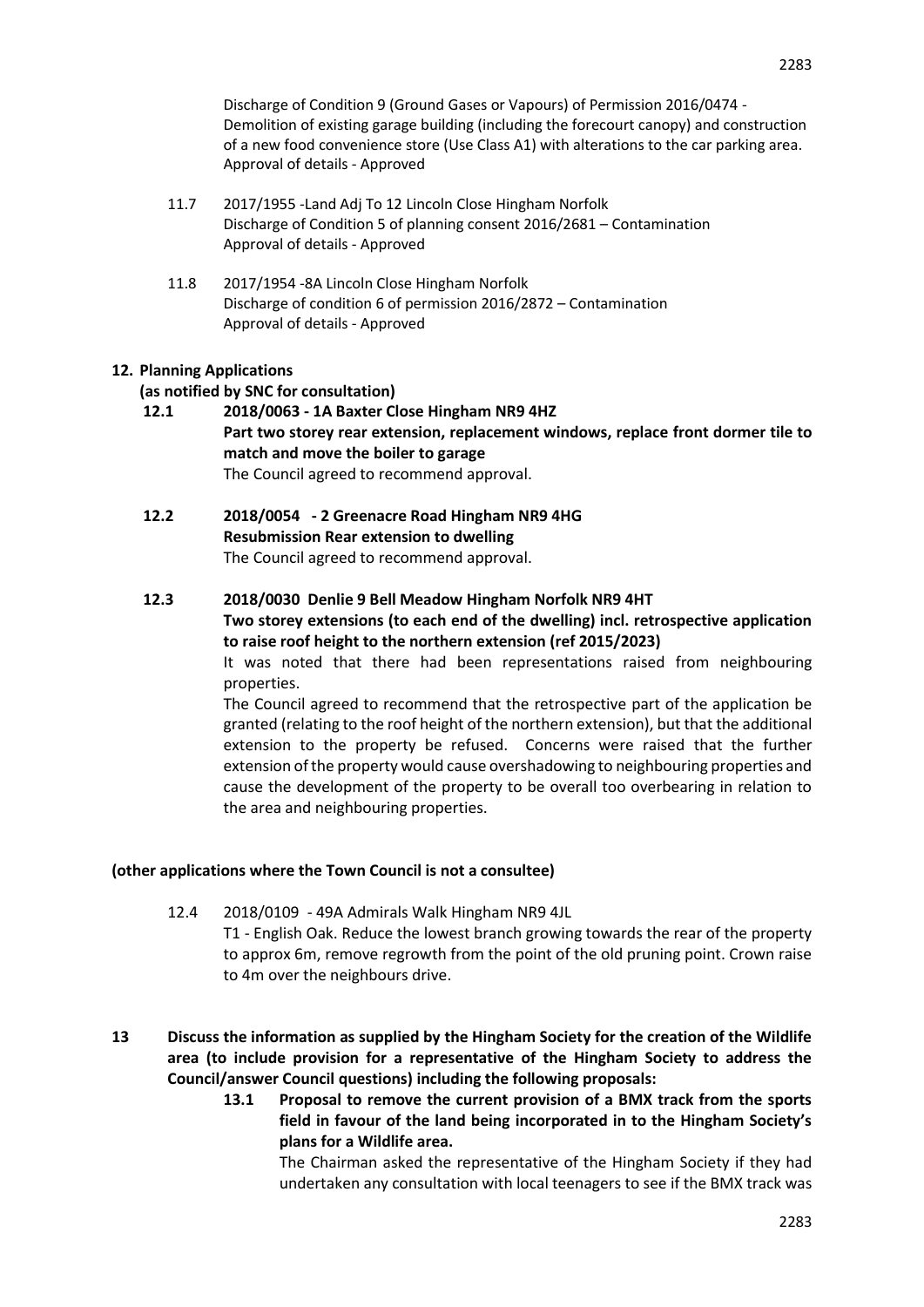Discharge of Condition 9 (Ground Gases or Vapours) of Permission 2016/0474 - Demolition of existing garage building (including the forecourt canopy) and construction of a new food convenience store (Use Class A1) with alterations to the car parking area.
Approval of details - Approved

11.7 2017/1955 -Land Adj To 12 Lincoln Close Hingham Norfolk
Discharge of Condition 5 of planning consent 2016/2681 – Contamination
Approval of details - Approved

11.8 2017/1954 -8A Lincoln Close Hingham Norfolk
Discharge of condition 6 of permission 2016/2872 – Contamination
Approval of details - Approved

**12. Planning Applications**
**(as notified by SNC for consultation)**

**12.1 2018/0063 - 1A Baxter Close Hingham NR9 4HZ**
**Part two storey rear extension, replacement windows, replace front dormer tile to match and move the boiler to garage**
The Council agreed to recommend approval.

**12.2 2018/0054 - 2 Greenacre Road Hingham NR9 4HG**
**Resubmission Rear extension to dwelling**
The Council agreed to recommend approval.

**12.3 2018/0030 Denlie 9 Bell Meadow Hingham Norfolk NR9 4HT**
**Two storey extensions (to each end of the dwelling) incl. retrospective application to raise roof height to the northern extension (ref 2015/2023)**
It was noted that there had been representations raised from neighbouring properties.
The Council agreed to recommend that the retrospective part of the application be granted (relating to the roof height of the northern extension), but that the additional extension to the property be refused. Concerns were raised that the further extension of the property would cause overshadowing to neighbouring properties and cause the development of the property to be overall too overbearing in relation to the area and neighbouring properties.

**(other applications where the Town Council is not a consultee)**

12.4 2018/0109 - 49A Admirals Walk Hingham NR9 4JL
T1 - English Oak. Reduce the lowest branch growing towards the rear of the property to approx 6m, remove regrowth from the point of the old pruning point. Crown raise to 4m over the neighbours drive.

**13 Discuss the information as supplied by the Hingham Society for the creation of the Wildlife area (to include provision for a representative of the Hingham Society to address the Council/answer Council questions) including the following proposals:**

**13.1 Proposal to remove the current provision of a BMX track from the sports field in favour of the land being incorporated in to the Hingham Society's plans for a Wildlife area.**
The Chairman asked the representative of the Hingham Society if they had undertaken any consultation with local teenagers to see if the BMX track was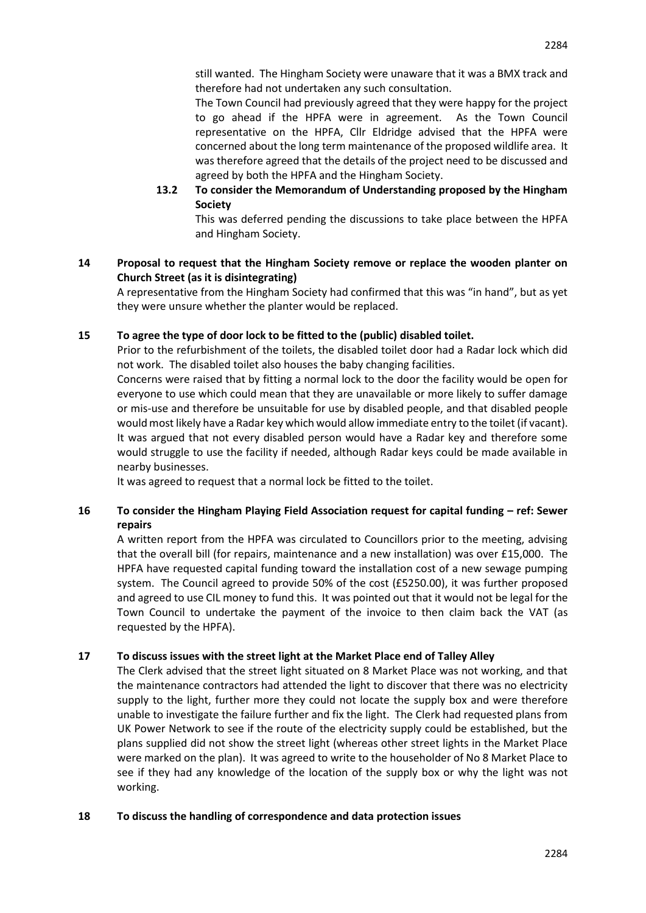still wanted. The Hingham Society were unaware that it was a BMX track and therefore had not undertaken any such consultation.

The Town Council had previously agreed that they were happy for the project to go ahead if the HPFA were in agreement. As the Town Council representative on the HPFA, Cllr Eldridge advised that the HPFA were concerned about the long term maintenance of the proposed wildlife area. It was therefore agreed that the details of the project need to be discussed and agreed by both the HPFA and the Hingham Society.

**13.2 To consider the Memorandum of Understanding proposed by the Hingham Society**

This was deferred pending the discussions to take place between the HPFA and Hingham Society.

**14 Proposal to request that the Hingham Society remove or replace the wooden planter on Church Street (as it is disintegrating)**

A representative from the Hingham Society had confirmed that this was "in hand", but as yet they were unsure whether the planter would be replaced.

**15 To agree the type of door lock to be fitted to the (public) disabled toilet.**

Prior to the refurbishment of the toilets, the disabled toilet door had a Radar lock which did not work. The disabled toilet also houses the baby changing facilities.

Concerns were raised that by fitting a normal lock to the door the facility would be open for everyone to use which could mean that they are unavailable or more likely to suffer damage or mis-use and therefore be unsuitable for use by disabled people, and that disabled people would most likely have a Radar key which would allow immediate entry to the toilet (if vacant). It was argued that not every disabled person would have a Radar key and therefore some would struggle to use the facility if needed, although Radar keys could be made available in nearby businesses.

It was agreed to request that a normal lock be fitted to the toilet.

**16 To consider the Hingham Playing Field Association request for capital funding – ref: Sewer repairs**

A written report from the HPFA was circulated to Councillors prior to the meeting, advising that the overall bill (for repairs, maintenance and a new installation) was over £15,000. The HPFA have requested capital funding toward the installation cost of a new sewage pumping system. The Council agreed to provide 50% of the cost (£5250.00), it was further proposed and agreed to use CIL money to fund this. It was pointed out that it would not be legal for the Town Council to undertake the payment of the invoice to then claim back the VAT (as requested by the HPFA).

**17 To discuss issues with the street light at the Market Place end of Talley Alley**

The Clerk advised that the street light situated on 8 Market Place was not working, and that the maintenance contractors had attended the light to discover that there was no electricity supply to the light, further more they could not locate the supply box and were therefore unable to investigate the failure further and fix the light. The Clerk had requested plans from UK Power Network to see if the route of the electricity supply could be established, but the plans supplied did not show the street light (whereas other street lights in the Market Place were marked on the plan). It was agreed to write to the householder of No 8 Market Place to see if they had any knowledge of the location of the supply box or why the light was not working.

**18 To discuss the handling of correspondence and data protection issues**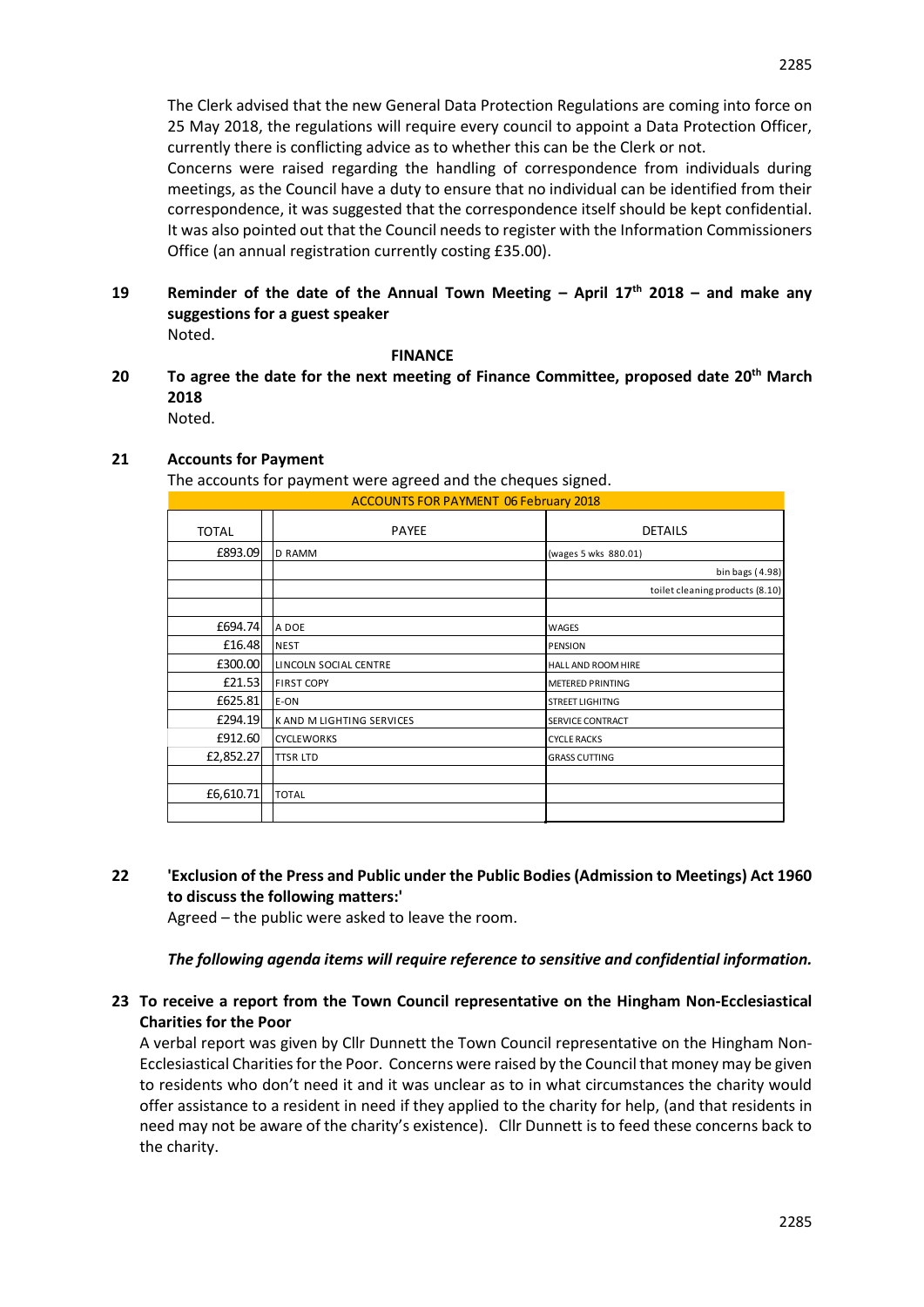The Clerk advised that the new General Data Protection Regulations are coming into force on 25 May 2018, the regulations will require every council to appoint a Data Protection Officer, currently there is conflicting advice as to whether this can be the Clerk or not.
Concerns were raised regarding the handling of correspondence from individuals during meetings, as the Council have a duty to ensure that no individual can be identified from their correspondence, it was suggested that the correspondence itself should be kept confidential. It was also pointed out that the Council needs to register with the Information Commissioners Office (an annual registration currently costing £35.00).

**19 Reminder of the date of the Annual Town Meeting – April 17th 2018 – and make any suggestions for a guest speaker**
Noted.

**FINANCE**

**20 To agree the date for the next meeting of Finance Committee, proposed date 20th March 2018**
Noted.

**21 Accounts for Payment**
The accounts for payment were agreed and the cheques signed.

| ACCOUNTS FOR PAYMENT 06 February 2018 | | |
|---|---|---|
| TOTAL | PAYEE | DETAILS |
| £893.09 | D RAMM | (wages 5 wks 880.01) |
| | | bin bags (4.98) |
| | | toilet cleaning products (8.10) |
| | | |
| £694.74 | A DOE | WAGES |
| £16.48 | NEST | PENSION |
| £300.00 | LINCOLN SOCIAL CENTRE | HALL AND ROOM HIRE |
| £21.53 | FIRST COPY | METERED PRINTING |
| £625.81 | E-ON | STREET LIGHITNG |
| £294.19 | K AND M LIGHTING SERVICES | SERVICE CONTRACT |
| £912.60 | CYCLEWORKS | CYCLE RACKS |
| £2,852.27 | TTSR LTD | GRASS CUTTING |
| | | |
| £6,610.71 | TOTAL | |

**22 'Exclusion of the Press and Public under the Public Bodies (Admission to Meetings) Act 1960 to discuss the following matters:'**
Agreed – the public were asked to leave the room.

***The following agenda items will require reference to sensitive and confidential information.***

**23 To receive a report from the Town Council representative on the Hingham Non-Ecclesiastical Charities for the Poor**
A verbal report was given by Cllr Dunnett the Town Council representative on the Hingham Non-Ecclesiastical Charities for the Poor. Concerns were raised by the Council that money may be given to residents who don't need it and it was unclear as to in what circumstances the charity would offer assistance to a resident in need if they applied to the charity for help, (and that residents in need may not be aware of the charity's existence). Cllr Dunnett is to feed these concerns back to the charity.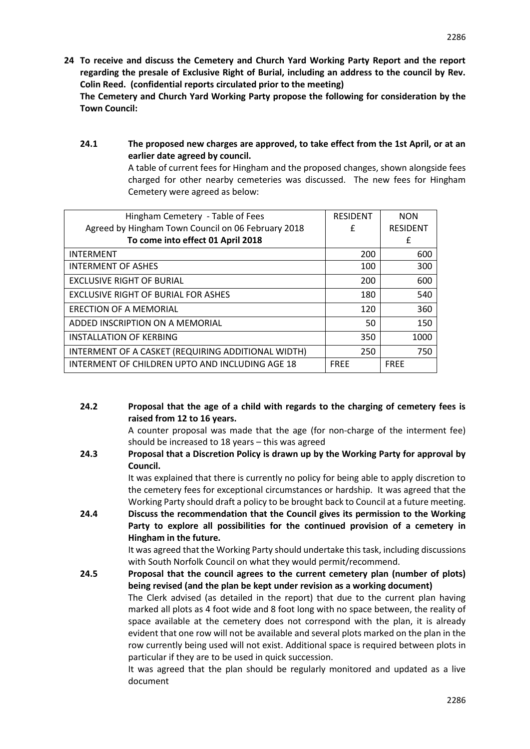**24 To receive and discuss the Cemetery and Church Yard Working Party Report and the report regarding the presale of Exclusive Right of Burial, including an address to the council by Rev. Colin Reed. (confidential reports circulated prior to the meeting)**

**The Cemetery and Church Yard Working Party propose the following for consideration by the Town Council:**

**24.1 The proposed new charges are approved, to take effect from the 1st April, or at an earlier date agreed by council.**

A table of current fees for Hingham and the proposed changes, shown alongside fees charged for other nearby cemeteries was discussed. The new fees for Hingham Cemetery were agreed as below:

| Hingham Cemetery - Table of Fees<br>Agreed by Hingham Town Council on 06 February 2018<br>**To come into effect 01 April 2018** | RESIDENT<br>£ | NON RESIDENT<br>£ |
|---|---|---|
| INTERMENT | 200 | 600 |
| INTERMENT OF ASHES | 100 | 300 |
| EXCLUSIVE RIGHT OF BURIAL | 200 | 600 |
| EXCLUSIVE RIGHT OF BURIAL FOR ASHES | 180 | 540 |
| ERECTION OF A MEMORIAL | 120 | 360 |
| ADDED INSCRIPTION ON A MEMORIAL | 50 | 150 |
| INSTALLATION OF KERBING | 350 | 1000 |
| INTERMENT OF A CASKET (REQUIRING ADDITIONAL WIDTH) | 250 | 750 |
| INTERMENT OF CHILDREN UPTO AND INCLUDING AGE 18 | FREE | FREE |

**24.2 Proposal that the age of a child with regards to the charging of cemetery fees is raised from 12 to 16 years.**

A counter proposal was made that the age (for non-charge of the interment fee) should be increased to 18 years – this was agreed

**24.3 Proposal that a Discretion Policy is drawn up by the Working Party for approval by Council.**

It was explained that there is currently no policy for being able to apply discretion to the cemetery fees for exceptional circumstances or hardship. It was agreed that the Working Party should draft a policy to be brought back to Council at a future meeting.

**24.4 Discuss the recommendation that the Council gives its permission to the Working Party to explore all possibilities for the continued provision of a cemetery in Hingham in the future.**

It was agreed that the Working Party should undertake this task, including discussions with South Norfolk Council on what they would permit/recommend.

**24.5 Proposal that the council agrees to the current cemetery plan (number of plots) being revised (and the plan be kept under revision as a working document)**

The Clerk advised (as detailed in the report) that due to the current plan having marked all plots as 4 foot wide and 8 foot long with no space between, the reality of space available at the cemetery does not correspond with the plan, it is already evident that one row will not be available and several plots marked on the plan in the row currently being used will not exist. Additional space is required between plots in particular if they are to be used in quick succession.

It was agreed that the plan should be regularly monitored and updated as a live document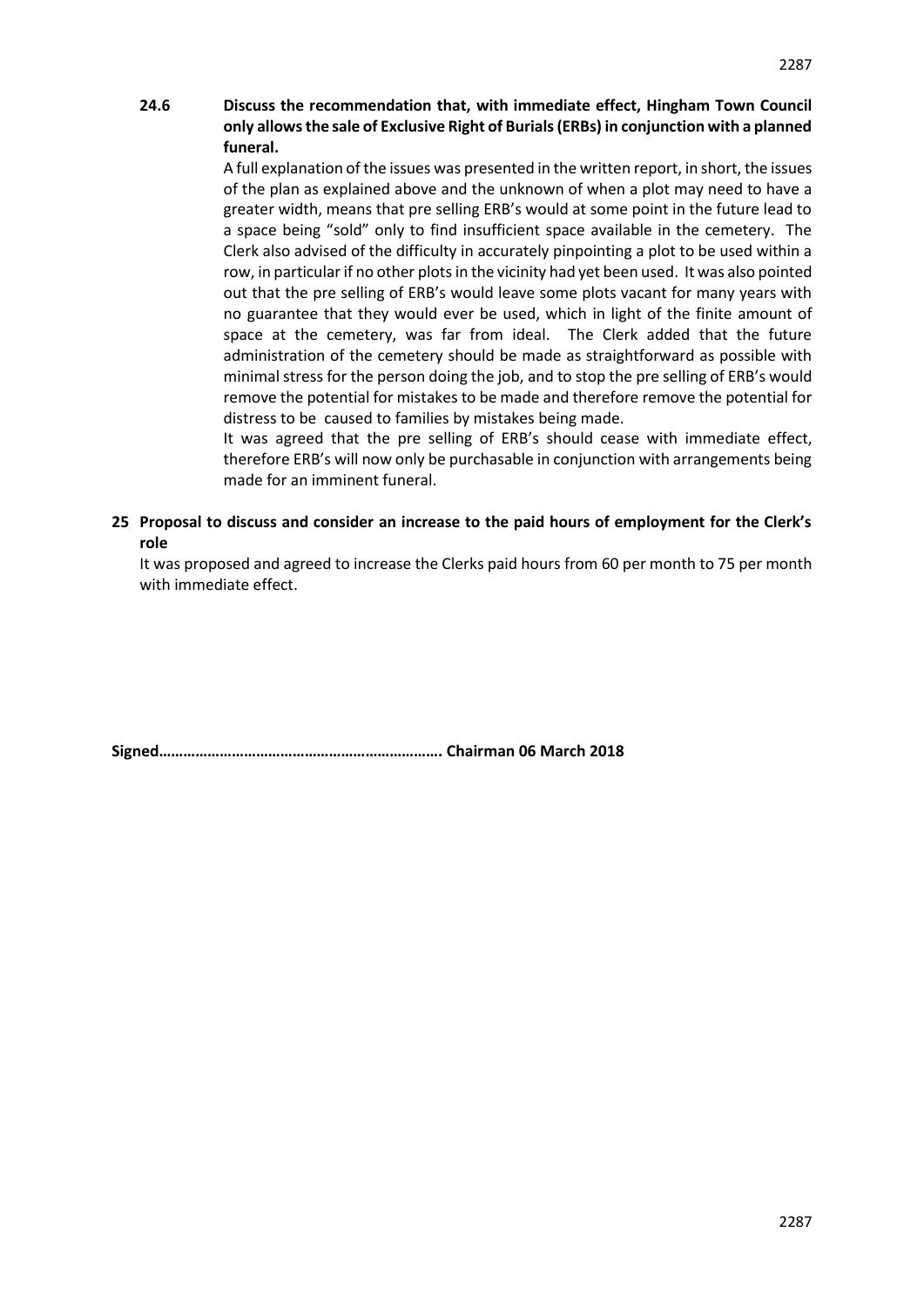**24.6 Discuss the recommendation that, with immediate effect, Hingham Town Council only allows the sale of Exclusive Right of Burials (ERBs) in conjunction with a planned funeral.**

A full explanation of the issues was presented in the written report, in short, the issues of the plan as explained above and the unknown of when a plot may need to have a greater width, means that pre selling ERB's would at some point in the future lead to a space being "sold" only to find insufficient space available in the cemetery. The Clerk also advised of the difficulty in accurately pinpointing a plot to be used within a row, in particular if no other plots in the vicinity had yet been used. It was also pointed out that the pre selling of ERB's would leave some plots vacant for many years with no guarantee that they would ever be used, which in light of the finite amount of space at the cemetery, was far from ideal. The Clerk added that the future administration of the cemetery should be made as straightforward as possible with minimal stress for the person doing the job, and to stop the pre selling of ERB's would remove the potential for mistakes to be made and therefore remove the potential for distress to be caused to families by mistakes being made.

It was agreed that the pre selling of ERB's should cease with immediate effect, therefore ERB's will now only be purchasable in conjunction with arrangements being made for an imminent funeral.

**25 Proposal to discuss and consider an increase to the paid hours of employment for the Clerk's role**

It was proposed and agreed to increase the Clerks paid hours from 60 per month to 75 per month with immediate effect.

**Signed……………………………………………………………. Chairman 06 March 2018**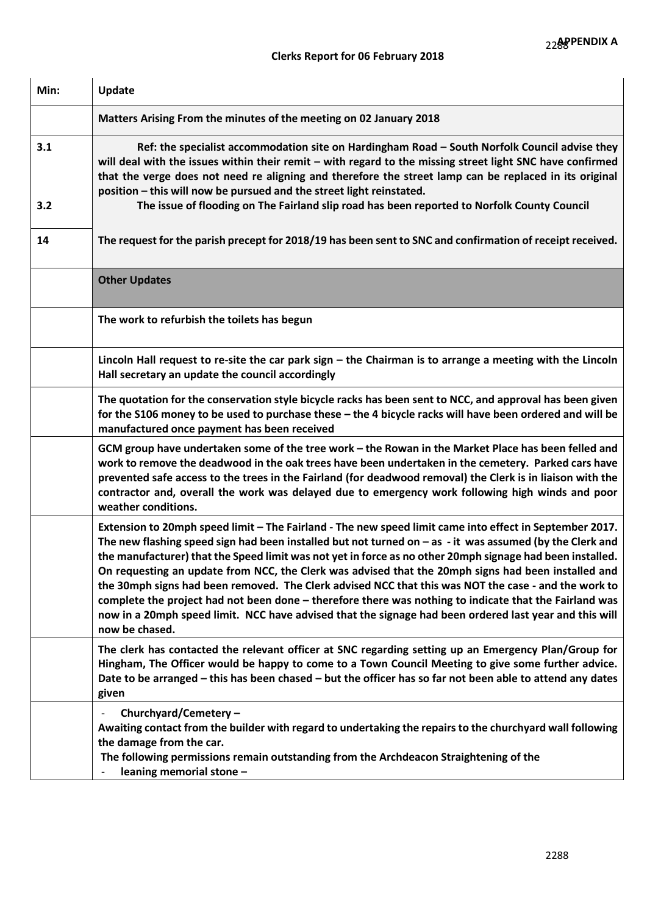**APPENDIX A**

**Clerks Report for 06 February 2018**

| Min: | Update |
|---|---|
| | **Matters Arising From the minutes of the meeting on 02 January 2018** |
| 3.1<br><br>3.2 | **Ref: the specialist accommodation site on Hardingham Road – South Norfolk Council advise they will deal with the issues within their remit – with regard to the missing street light SNC have confirmed that the verge does not need re aligning and therefore the street lamp can be replaced in its original position – this will now be pursued and the street light reinstated.**<br>**The issue of flooding on The Fairland slip road has been reported to Norfolk County Council** |
| 14 | **The request for the parish precept for 2018/19 has been sent to SNC and confirmation of receipt received.** |
| | **Other Updates** |
| | **The work to refurbish the toilets has begun** |
| | **Lincoln Hall request to re-site the car park sign – the Chairman is to arrange a meeting with the Lincoln Hall secretary an update the council accordingly** |
| | **The quotation for the conservation style bicycle racks has been sent to NCC, and approval has been given for the S106 money to be used to purchase these – the 4 bicycle racks will have been ordered and will be manufactured once payment has been received** |
| | **GCM group have undertaken some of the tree work – the Rowan in the Market Place has been felled and work to remove the deadwood in the oak trees have been undertaken in the cemetery. Parked cars have prevented safe access to the trees in the Fairland (for deadwood removal) the Clerk is in liaison with the contractor and, overall the work was delayed due to emergency work following high winds and poor weather conditions.** |
| | **Extension to 20mph speed limit – The Fairland - The new speed limit came into effect in September 2017. The new flashing speed sign had been installed but not turned on – as - it was assumed (by the Clerk and the manufacturer) that the Speed limit was not yet in force as no other 20mph signage had been installed. On requesting an update from NCC, the Clerk was advised that the 20mph signs had been installed and the 30mph signs had been removed. The Clerk advised NCC that this was NOT the case - and the work to complete the project had not been done – therefore there was nothing to indicate that the Fairland was now in a 20mph speed limit. NCC have advised that the signage had been ordered last year and this will now be chased.** |
| | **The clerk has contacted the relevant officer at SNC regarding setting up an Emergency Plan/Group for Hingham, The Officer would be happy to come to a Town Council Meeting to give some further advice. Date to be arranged – this has been chased – but the officer has so far not been able to attend any dates given** |
| | - **Churchyard/Cemetery –**<br>**Awaiting contact from the builder with regard to undertaking the repairs to the churchyard wall following the damage from the car.**<br>**The following permissions remain outstanding from the Archdeacon Straightening of the**<br>- **leaning memorial stone –** |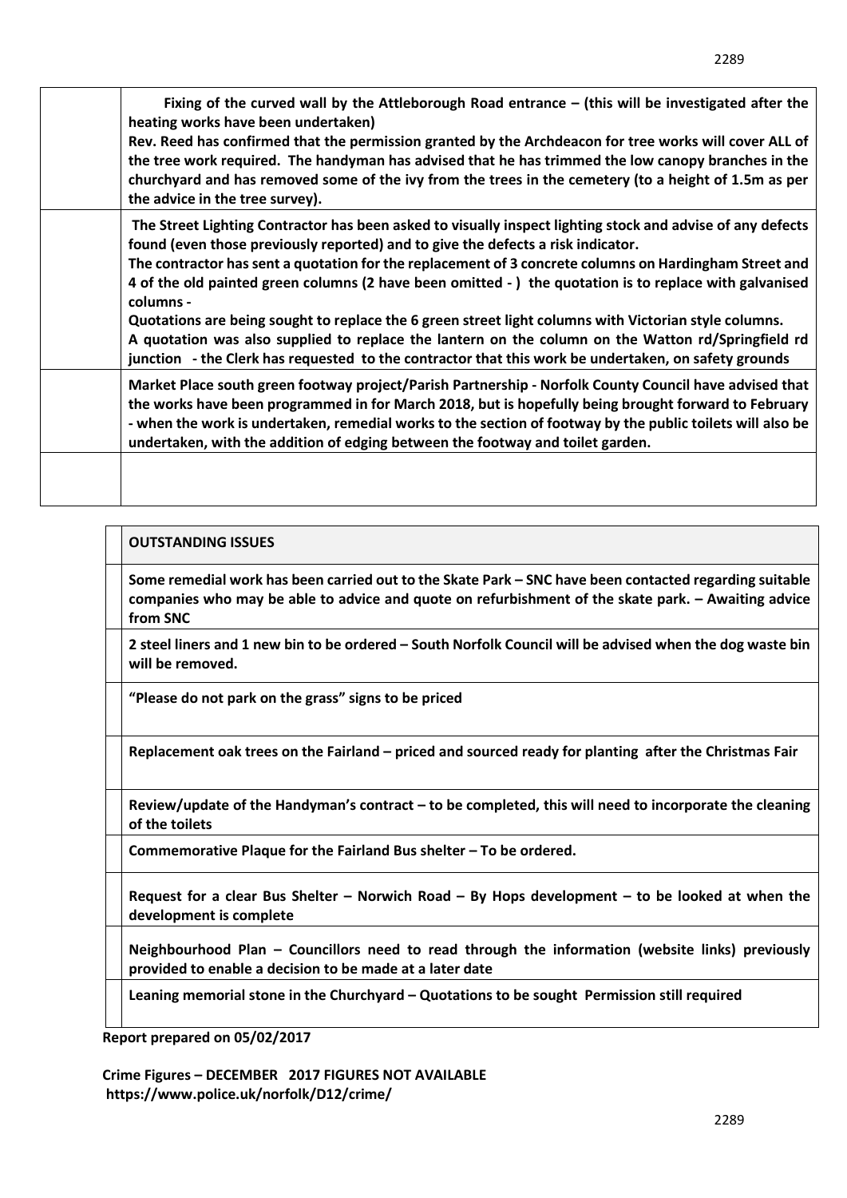| | |
|---|---|
| | **Fixing of the curved wall by the Attleborough Road entrance – (this will be investigated after the heating works have been undertaken)**<br>**Rev. Reed has confirmed that the permission granted by the Archdeacon for tree works will cover ALL of the tree work required. The handyman has advised that he has trimmed the low canopy branches in the churchyard and has removed some of the ivy from the trees in the cemetery (to a height of 1.5m as per the advice in the tree survey).** |
| | **The Street Lighting Contractor has been asked to visually inspect lighting stock and advise of any defects found (even those previously reported) and to give the defects a risk indicator.**<br>**The contractor has sent a quotation for the replacement of 3 concrete columns on Hardingham Street and 4 of the old painted green columns (2 have been omitted - ) the quotation is to replace with galvanised columns -**<br>**Quotations are being sought to replace the 6 green street light columns with Victorian style columns.**<br>**A quotation was also supplied to replace the lantern on the column on the Watton rd/Springfield rd junction - the Clerk has requested to the contractor that this work be undertaken, on safety grounds** |
| | **Market Place south green footway project/Parish Partnership - Norfolk County Council have advised that the works have been programmed in for March 2018, but is hopefully being brought forward to February - when the work is undertaken, remedial works to the section of footway by the public toilets will also be undertaken, with the addition of edging between the footway and toilet garden.** |
| | |

| | **OUTSTANDING ISSUES** |
|---|---|
| | **Some remedial work has been carried out to the Skate Park – SNC have been contacted regarding suitable companies who may be able to advice and quote on refurbishment of the skate park. – Awaiting advice from SNC** |
| | **2 steel liners and 1 new bin to be ordered – South Norfolk Council will be advised when the dog waste bin will be removed.** |
| | **"Please do not park on the grass" signs to be priced** |
| | **Replacement oak trees on the Fairland – priced and sourced ready for planting after the Christmas Fair** |
| | **Review/update of the Handyman's contract – to be completed, this will need to incorporate the cleaning of the toilets** |
| | **Commemorative Plaque for the Fairland Bus shelter – To be ordered.** |
| | **Request for a clear Bus Shelter – Norwich Road – By Hops development – to be looked at when the development is complete** |
| | **Neighbourhood Plan – Councillors need to read through the information (website links) previously provided to enable a decision to be made at a later date** |
| | **Leaning memorial stone in the Churchyard – Quotations to be sought Permission still required** |

**Report prepared on 05/02/2017**

**Crime Figures – DECEMBER 2017 FIGURES NOT AVAILABLE**
**https://www.police.uk/norfolk/D12/crime/**